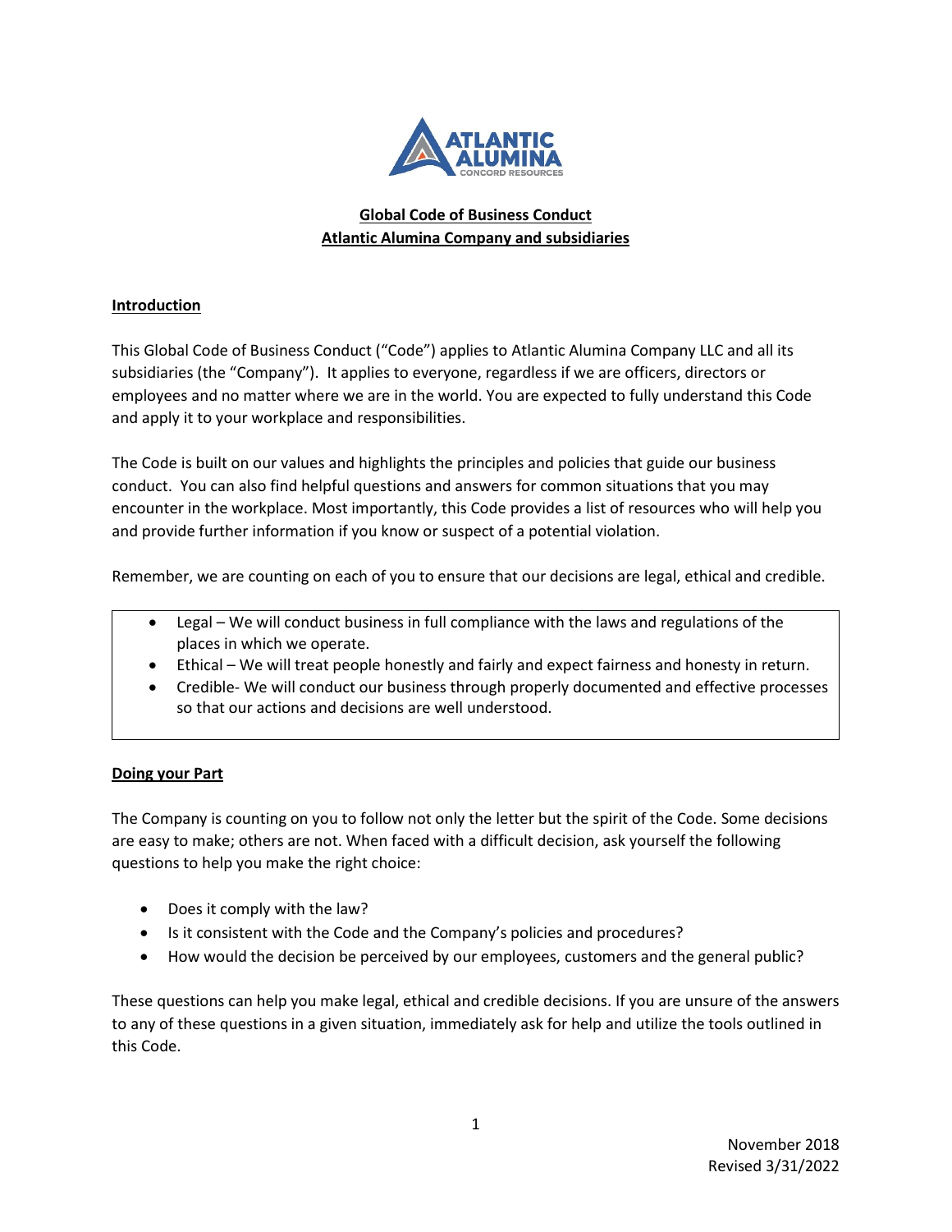# Global Code of Business Conduct
## Atlantic Alumina Company and subsidiaries

### Introduction

This Global Code of Business Conduct ("Code") applies to Atlantic Alumina Company LLC and all its subsidiaries (the "Company"). It applies to everyone, regardless if we are officers, directors or employees and no matter where we are in the world. You are expected to fully understand this Code and apply it to your workplace and responsibilities.

The Code is built on our values and highlights the principles and policies that guide our business conduct. You can also find helpful questions and answers for common situations that you may encounter in the workplace. Most importantly, this Code provides a list of resources who will help you and provide further information if you know or suspect of a potential violation.

Remember, we are counting on each of you to ensure that our decisions are legal, ethical and credible.

- Legal – We will conduct business in full compliance with the laws and regulations of the places in which we operate.
- Ethical – We will treat people honestly and fairly and expect fairness and honesty in return.
- Credible- We will conduct our business through properly documented and effective processes so that our actions and decisions are well understood.

### Doing your Part

The Company is counting on you to follow not only the letter but the spirit of the Code. Some decisions are easy to make; others are not. When faced with a difficult decision, ask yourself the following questions to help you make the right choice:

- Does it comply with the law?
- Is it consistent with the Code and the Company's policies and procedures?
- How would the decision be perceived by our employees, customers and the general public?

These questions can help you make legal, ethical and credible decisions. If you are unsure of the answers to any of these questions in a given situation, immediately ask for help and utilize the tools outlined in this Code.

November 2018
Revised 3/31/2022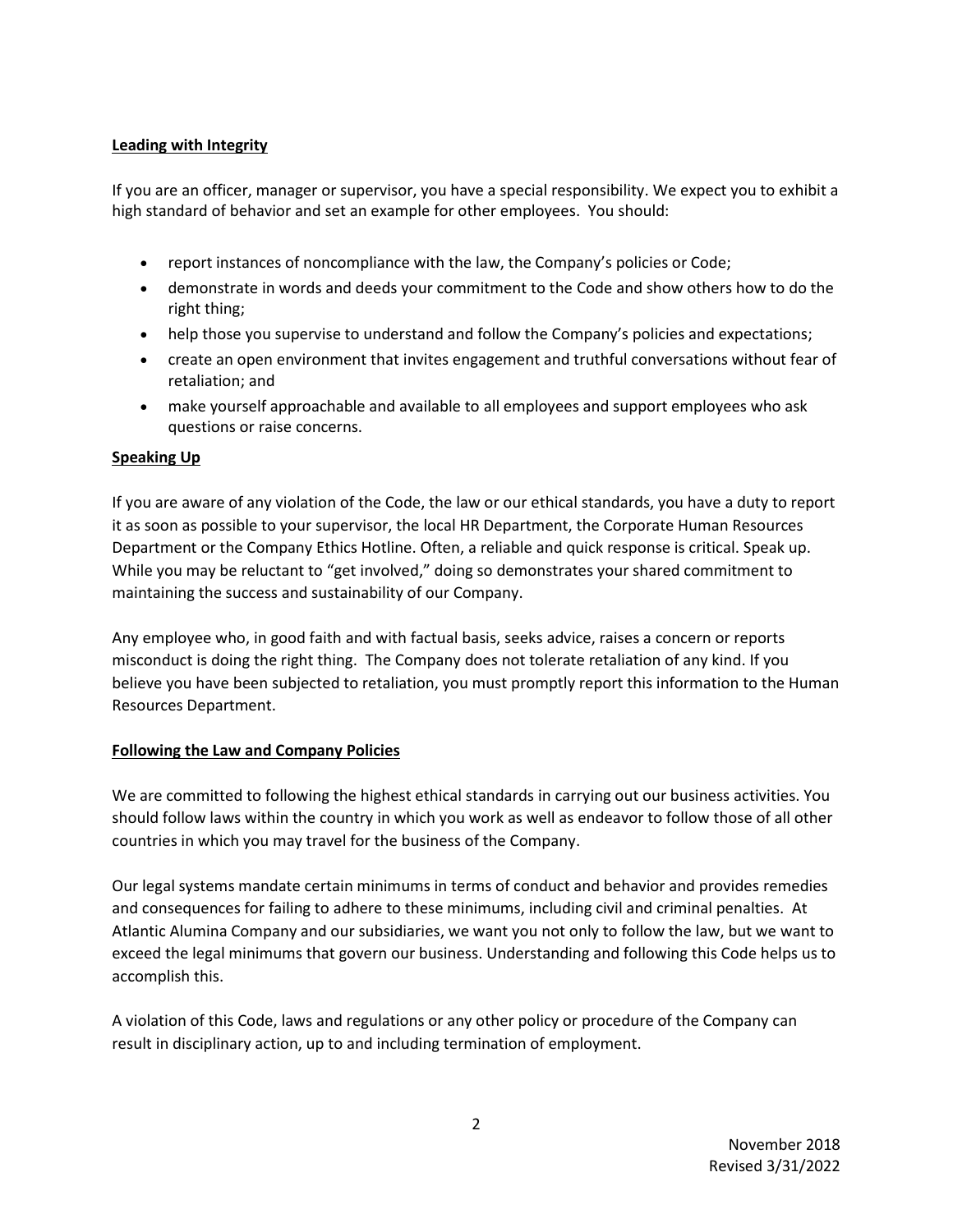**Leading with Integrity**

If you are an officer, manager or supervisor, you have a special responsibility. We expect you to exhibit a high standard of behavior and set an example for other employees. You should:

- report instances of noncompliance with the law, the Company's policies or Code;
- demonstrate in words and deeds your commitment to the Code and show others how to do the right thing;
- help those you supervise to understand and follow the Company's policies and expectations;
- create an open environment that invites engagement and truthful conversations without fear of retaliation; and
- make yourself approachable and available to all employees and support employees who ask questions or raise concerns.

**Speaking Up**

If you are aware of any violation of the Code, the law or our ethical standards, you have a duty to report it as soon as possible to your supervisor, the local HR Department, the Corporate Human Resources Department or the Company Ethics Hotline. Often, a reliable and quick response is critical. Speak up. While you may be reluctant to "get involved," doing so demonstrates your shared commitment to maintaining the success and sustainability of our Company.

Any employee who, in good faith and with factual basis, seeks advice, raises a concern or reports misconduct is doing the right thing. The Company does not tolerate retaliation of any kind. If you believe you have been subjected to retaliation, you must promptly report this information to the Human Resources Department.

**Following the Law and Company Policies**

We are committed to following the highest ethical standards in carrying out our business activities. You should follow laws within the country in which you work as well as endeavor to follow those of all other countries in which you may travel for the business of the Company.

Our legal systems mandate certain minimums in terms of conduct and behavior and provides remedies and consequences for failing to adhere to these minimums, including civil and criminal penalties. At Atlantic Alumina Company and our subsidiaries, we want you not only to follow the law, but we want to exceed the legal minimums that govern our business. Understanding and following this Code helps us to accomplish this.

A violation of this Code, laws and regulations or any other policy or procedure of the Company can result in disciplinary action, up to and including termination of employment.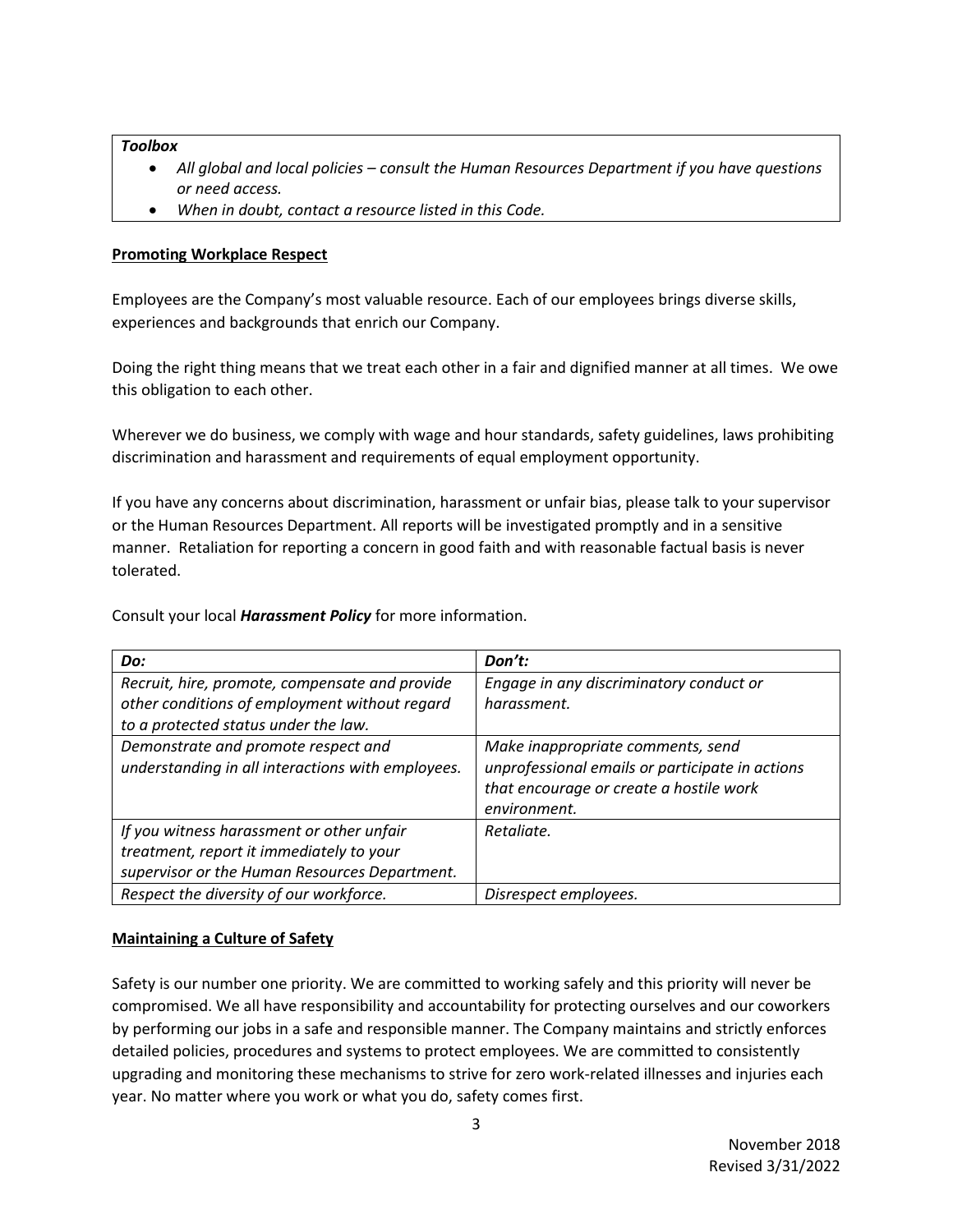***Toolbox***

- *All global and local policies – consult the Human Resources Department if you have questions or need access.*
- *When in doubt, contact a resource listed in this Code.*

## Promoting Workplace Respect

Employees are the Company's most valuable resource. Each of our employees brings diverse skills, experiences and backgrounds that enrich our Company.

Doing the right thing means that we treat each other in a fair and dignified manner at all times. We owe this obligation to each other.

Wherever we do business, we comply with wage and hour standards, safety guidelines, laws prohibiting discrimination and harassment and requirements of equal employment opportunity.

If you have any concerns about discrimination, harassment or unfair bias, please talk to your supervisor or the Human Resources Department. All reports will be investigated promptly and in a sensitive manner. Retaliation for reporting a concern in good faith and with reasonable factual basis is never tolerated.

Consult your local ***Harassment Policy*** for more information.

| *Do:* | *Don't:* |
| --- | --- |
| *Recruit, hire, promote, compensate and provide other conditions of employment without regard to a protected status under the law.* | *Engage in any discriminatory conduct or harassment.* |
| *Demonstrate and promote respect and understanding in all interactions with employees.* | *Make inappropriate comments, send unprofessional emails or participate in actions that encourage or create a hostile work environment.* |
| *If you witness harassment or other unfair treatment, report it immediately to your supervisor or the Human Resources Department.* | *Retaliate.* |
| *Respect the diversity of our workforce.* | *Disrespect employees.* |

## Maintaining a Culture of Safety

Safety is our number one priority. We are committed to working safely and this priority will never be compromised. We all have responsibility and accountability for protecting ourselves and our coworkers by performing our jobs in a safe and responsible manner. The Company maintains and strictly enforces detailed policies, procedures and systems to protect employees. We are committed to consistently upgrading and monitoring these mechanisms to strive for zero work-related illnesses and injuries each year. No matter where you work or what you do, safety comes first.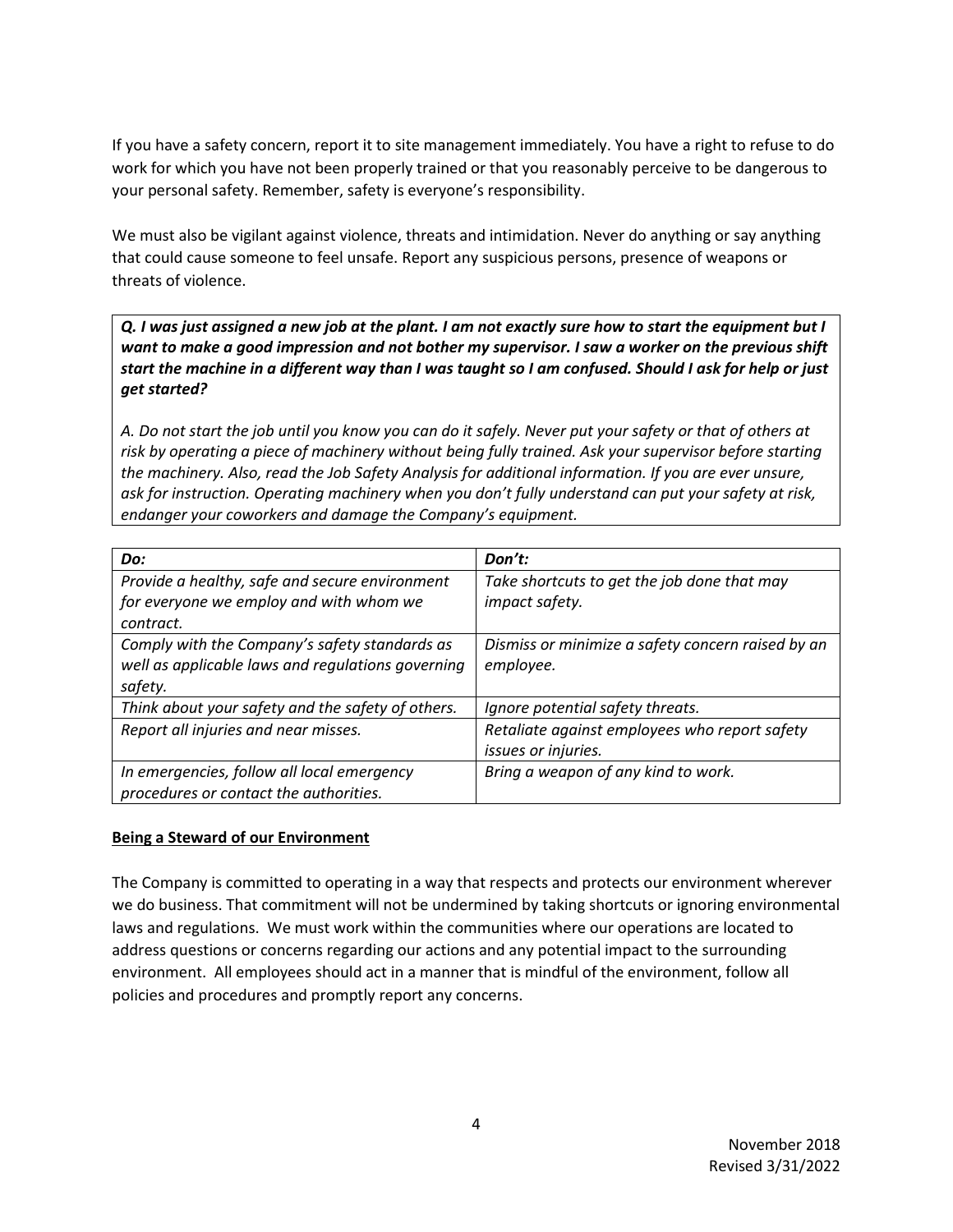If you have a safety concern, report it to site management immediately. You have a right to refuse to do work for which you have not been properly trained or that you reasonably perceive to be dangerous to your personal safety. Remember, safety is everyone's responsibility.

We must also be vigilant against violence, threats and intimidation. Never do anything or say anything that could cause someone to feel unsafe. Report any suspicious persons, presence of weapons or threats of violence.

> ***Q. I was just assigned a new job at the plant. I am not exactly sure how to start the equipment but I want to make a good impression and not bother my supervisor. I saw a worker on the previous shift start the machine in a different way than I was taught so I am confused. Should I ask for help or just get started?***
>
> *A. Do not start the job until you know you can do it safely. Never put your safety or that of others at risk by operating a piece of machinery without being fully trained. Ask your supervisor before starting the machinery. Also, read the Job Safety Analysis for additional information. If you are ever unsure, ask for instruction. Operating machinery when you don't fully understand can put your safety at risk, endanger your coworkers and damage the Company's equipment.*

| *Do:* | *Don't:* |
|---|---|
| *Provide a healthy, safe and secure environment for everyone we employ and with whom we contract.* | *Take shortcuts to get the job done that may impact safety.* |
| *Comply with the Company's safety standards as well as applicable laws and regulations governing safety.* | *Dismiss or minimize a safety concern raised by an employee.* |
| *Think about your safety and the safety of others.* | *Ignore potential safety threats.* |
| *Report all injuries and near misses.* | *Retaliate against employees who report safety issues or injuries.* |
| *In emergencies, follow all local emergency procedures or contact the authorities.* | *Bring a weapon of any kind to work.* |

**Being a Steward of our Environment**

The Company is committed to operating in a way that respects and protects our environment wherever we do business. That commitment will not be undermined by taking shortcuts or ignoring environmental laws and regulations. We must work within the communities where our operations are located to address questions or concerns regarding our actions and any potential impact to the surrounding environment. All employees should act in a manner that is mindful of the environment, follow all policies and procedures and promptly report any concerns.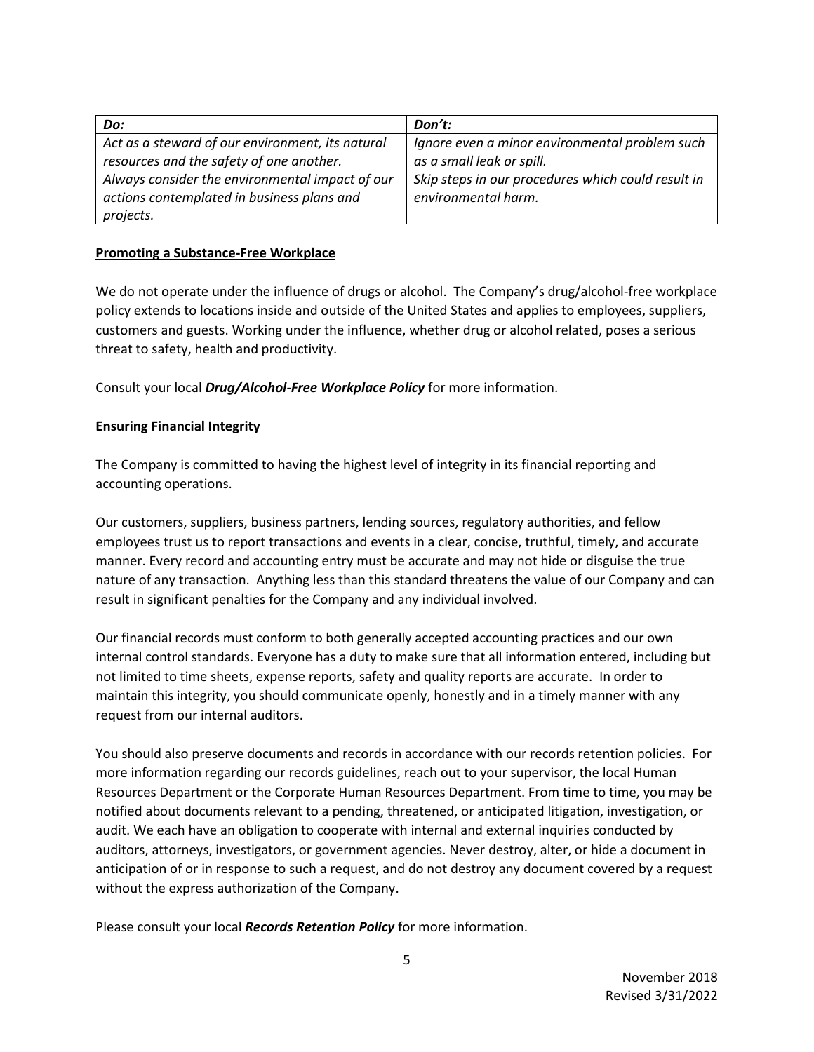| *Do:* | *Don't:* |
| --- | --- |
| *Act as a steward of our environment, its natural resources and the safety of one another.* | *Ignore even a minor environmental problem such as a small leak or spill.* |
| *Always consider the environmental impact of our actions contemplated in business plans and projects.* | *Skip steps in our procedures which could result in environmental harm.* |

**Promoting a Substance-Free Workplace**

We do not operate under the influence of drugs or alcohol. The Company's drug/alcohol-free workplace policy extends to locations inside and outside of the United States and applies to employees, suppliers, customers and guests. Working under the influence, whether drug or alcohol related, poses a serious threat to safety, health and productivity.

Consult your local ***Drug/Alcohol-Free Workplace Policy*** for more information.

**Ensuring Financial Integrity**

The Company is committed to having the highest level of integrity in its financial reporting and accounting operations.

Our customers, suppliers, business partners, lending sources, regulatory authorities, and fellow employees trust us to report transactions and events in a clear, concise, truthful, timely, and accurate manner. Every record and accounting entry must be accurate and may not hide or disguise the true nature of any transaction. Anything less than this standard threatens the value of our Company and can result in significant penalties for the Company and any individual involved.

Our financial records must conform to both generally accepted accounting practices and our own internal control standards. Everyone has a duty to make sure that all information entered, including but not limited to time sheets, expense reports, safety and quality reports are accurate. In order to maintain this integrity, you should communicate openly, honestly and in a timely manner with any request from our internal auditors.

You should also preserve documents and records in accordance with our records retention policies. For more information regarding our records guidelines, reach out to your supervisor, the local Human Resources Department or the Corporate Human Resources Department. From time to time, you may be notified about documents relevant to a pending, threatened, or anticipated litigation, investigation, or audit. We each have an obligation to cooperate with internal and external inquiries conducted by auditors, attorneys, investigators, or government agencies. Never destroy, alter, or hide a document in anticipation of or in response to such a request, and do not destroy any document covered by a request without the express authorization of the Company.

Please consult your local ***Records Retention Policy*** for more information.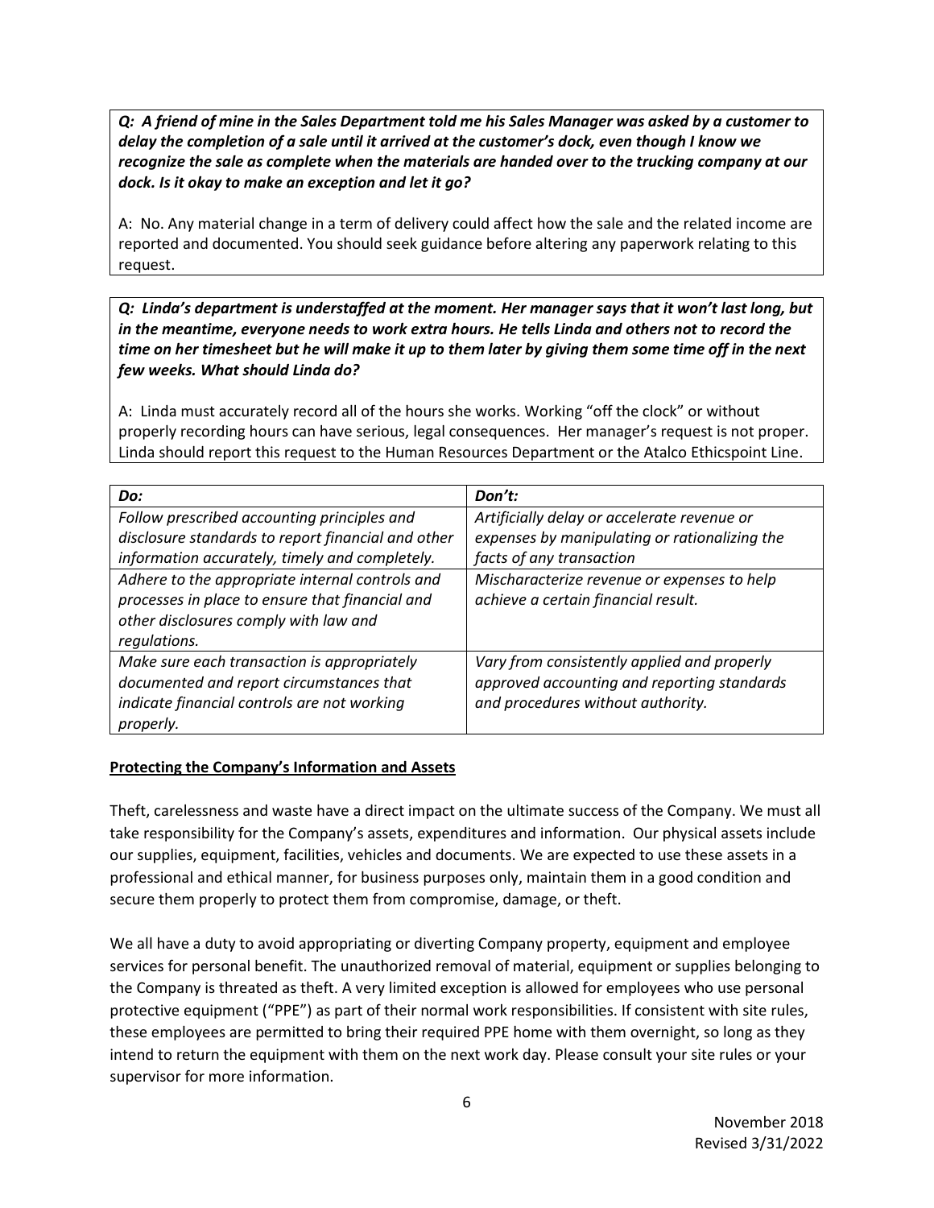***Q: A friend of mine in the Sales Department told me his Sales Manager was asked by a customer to delay the completion of a sale until it arrived at the customer's dock, even though I know we recognize the sale as complete when the materials are handed over to the trucking company at our dock. Is it okay to make an exception and let it go?***

A: No. Any material change in a term of delivery could affect how the sale and the related income are reported and documented. You should seek guidance before altering any paperwork relating to this request.

***Q: Linda's department is understaffed at the moment. Her manager says that it won't last long, but in the meantime, everyone needs to work extra hours. He tells Linda and others not to record the time on her timesheet but he will make it up to them later by giving them some time off in the next few weeks. What should Linda do?***

A: Linda must accurately record all of the hours she works. Working "off the clock" or without properly recording hours can have serious, legal consequences. Her manager's request is not proper. Linda should report this request to the Human Resources Department or the Atalco Ethicspoint Line.

| *Do:* | *Don't:* |
| --- | --- |
| *Follow prescribed accounting principles and disclosure standards to report financial and other information accurately, timely and completely.* | *Artificially delay or accelerate revenue or expenses by manipulating or rationalizing the facts of any transaction* |
| *Adhere to the appropriate internal controls and processes in place to ensure that financial and other disclosures comply with law and regulations.* | *Mischaracterize revenue or expenses to help achieve a certain financial result.* |
| *Make sure each transaction is appropriately documented and report circumstances that indicate financial controls are not working properly.* | *Vary from consistently applied and properly approved accounting and reporting standards and procedures without authority.* |

**Protecting the Company's Information and Assets**

Theft, carelessness and waste have a direct impact on the ultimate success of the Company. We must all take responsibility for the Company's assets, expenditures and information. Our physical assets include our supplies, equipment, facilities, vehicles and documents. We are expected to use these assets in a professional and ethical manner, for business purposes only, maintain them in a good condition and secure them properly to protect them from compromise, damage, or theft.

We all have a duty to avoid appropriating or diverting Company property, equipment and employee services for personal benefit. The unauthorized removal of material, equipment or supplies belonging to the Company is threated as theft. A very limited exception is allowed for employees who use personal protective equipment ("PPE") as part of their normal work responsibilities. If consistent with site rules, these employees are permitted to bring their required PPE home with them overnight, so long as they intend to return the equipment with them on the next work day. Please consult your site rules or your supervisor for more information.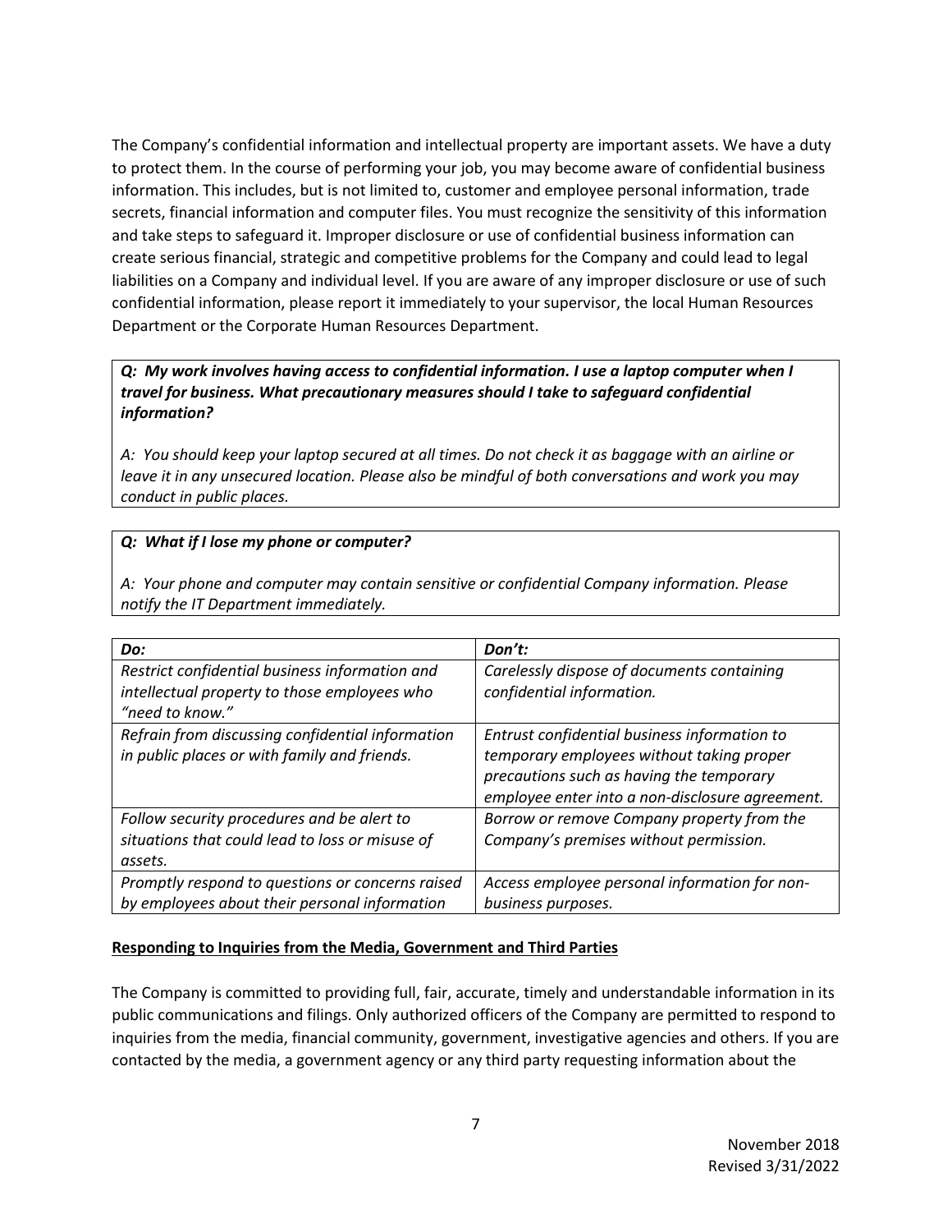The Company's confidential information and intellectual property are important assets. We have a duty to protect them. In the course of performing your job, you may become aware of confidential business information. This includes, but is not limited to, customer and employee personal information, trade secrets, financial information and computer files. You must recognize the sensitivity of this information and take steps to safeguard it. Improper disclosure or use of confidential business information can create serious financial, strategic and competitive problems for the Company and could lead to legal liabilities on a Company and individual level. If you are aware of any improper disclosure or use of such confidential information, please report it immediately to your supervisor, the local Human Resources Department or the Corporate Human Resources Department.

> ***Q: My work involves having access to confidential information. I use a laptop computer when I travel for business. What precautionary measures should I take to safeguard confidential information?***
>
> *A: You should keep your laptop secured at all times. Do not check it as baggage with an airline or leave it in any unsecured location. Please also be mindful of both conversations and work you may conduct in public places.*

> ***Q: What if I lose my phone or computer?***
>
> *A: Your phone and computer may contain sensitive or confidential Company information. Please notify the IT Department immediately.*

| *Do:* | *Don't:* |
|---|---|
| *Restrict confidential business information and intellectual property to those employees who "need to know."* | *Carelessly dispose of documents containing confidential information.* |
| *Refrain from discussing confidential information in public places or with family and friends.* | *Entrust confidential business information to temporary employees without taking proper precautions such as having the temporary employee enter into a non-disclosure agreement.* |
| *Follow security procedures and be alert to situations that could lead to loss or misuse of assets.* | *Borrow or remove Company property from the Company's premises without permission.* |
| *Promptly respond to questions or concerns raised by employees about their personal information* | *Access employee personal information for non-business purposes.* |

## Responding to Inquiries from the Media, Government and Third Parties

The Company is committed to providing full, fair, accurate, timely and understandable information in its public communications and filings. Only authorized officers of the Company are permitted to respond to inquiries from the media, financial community, government, investigative agencies and others. If you are contacted by the media, a government agency or any third party requesting information about the

November 2018
Revised 3/31/2022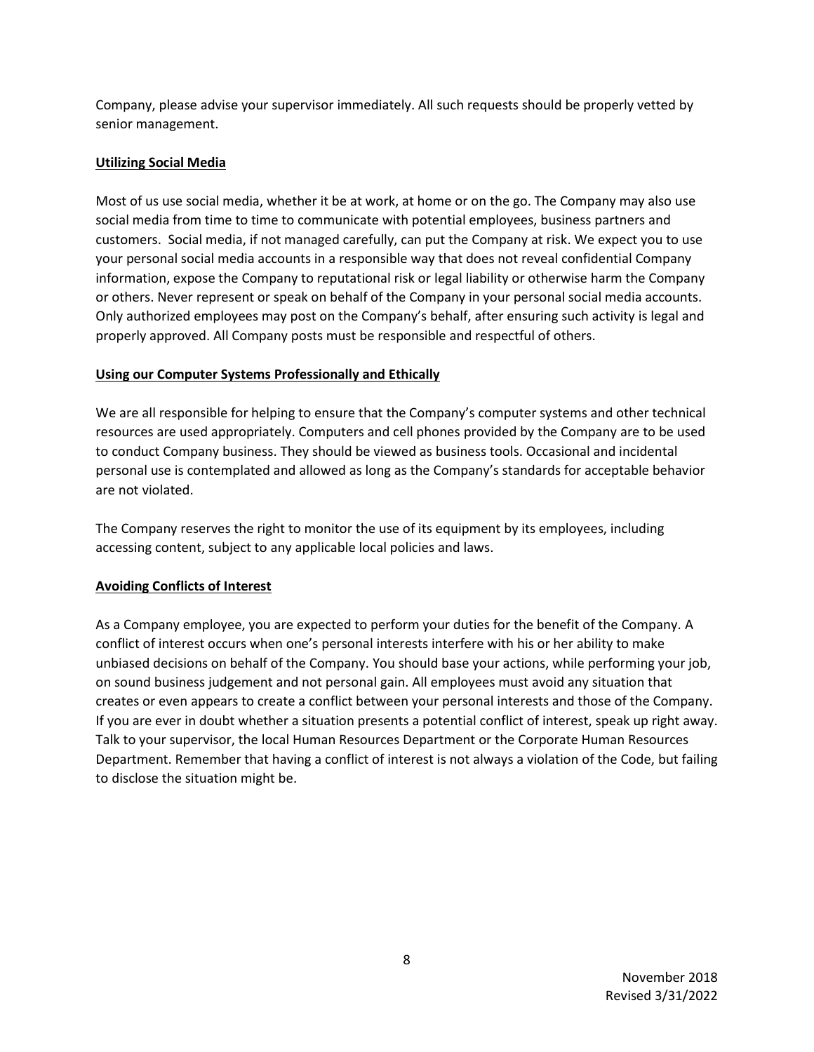Company, please advise your supervisor immediately. All such requests should be properly vetted by senior management.

## Utilizing Social Media

Most of us use social media, whether it be at work, at home or on the go. The Company may also use social media from time to time to communicate with potential employees, business partners and customers. Social media, if not managed carefully, can put the Company at risk. We expect you to use your personal social media accounts in a responsible way that does not reveal confidential Company information, expose the Company to reputational risk or legal liability or otherwise harm the Company or others. Never represent or speak on behalf of the Company in your personal social media accounts. Only authorized employees may post on the Company's behalf, after ensuring such activity is legal and properly approved. All Company posts must be responsible and respectful of others.

## Using our Computer Systems Professionally and Ethically

We are all responsible for helping to ensure that the Company's computer systems and other technical resources are used appropriately. Computers and cell phones provided by the Company are to be used to conduct Company business. They should be viewed as business tools. Occasional and incidental personal use is contemplated and allowed as long as the Company's standards for acceptable behavior are not violated.

The Company reserves the right to monitor the use of its equipment by its employees, including accessing content, subject to any applicable local policies and laws.

## Avoiding Conflicts of Interest

As a Company employee, you are expected to perform your duties for the benefit of the Company. A conflict of interest occurs when one's personal interests interfere with his or her ability to make unbiased decisions on behalf of the Company. You should base your actions, while performing your job, on sound business judgement and not personal gain. All employees must avoid any situation that creates or even appears to create a conflict between your personal interests and those of the Company. If you are ever in doubt whether a situation presents a potential conflict of interest, speak up right away. Talk to your supervisor, the local Human Resources Department or the Corporate Human Resources Department. Remember that having a conflict of interest is not always a violation of the Code, but failing to disclose the situation might be.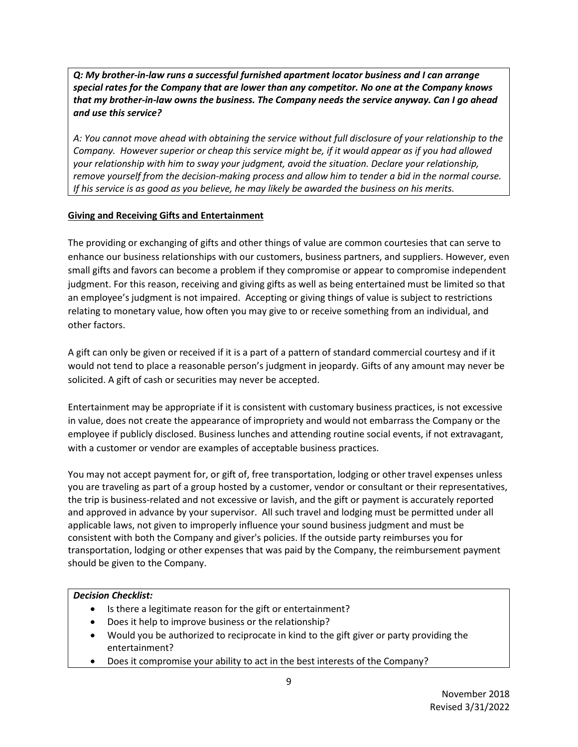***Q: My brother-in-law runs a successful furnished apartment locator business and I can arrange special rates for the Company that are lower than any competitor. No one at the Company knows that my brother-in-law owns the business. The Company needs the service anyway. Can I go ahead and use this service?***

*A: You cannot move ahead with obtaining the service without full disclosure of your relationship to the Company. However superior or cheap this service might be, if it would appear as if you had allowed your relationship with him to sway your judgment, avoid the situation. Declare your relationship, remove yourself from the decision-making process and allow him to tender a bid in the normal course. If his service is as good as you believe, he may likely be awarded the business on his merits.*

## Giving and Receiving Gifts and Entertainment

The providing or exchanging of gifts and other things of value are common courtesies that can serve to enhance our business relationships with our customers, business partners, and suppliers. However, even small gifts and favors can become a problem if they compromise or appear to compromise independent judgment. For this reason, receiving and giving gifts as well as being entertained must be limited so that an employee's judgment is not impaired. Accepting or giving things of value is subject to restrictions relating to monetary value, how often you may give to or receive something from an individual, and other factors.

A gift can only be given or received if it is a part of a pattern of standard commercial courtesy and if it would not tend to place a reasonable person's judgment in jeopardy. Gifts of any amount may never be solicited. A gift of cash or securities may never be accepted.

Entertainment may be appropriate if it is consistent with customary business practices, is not excessive in value, does not create the appearance of impropriety and would not embarrass the Company or the employee if publicly disclosed. Business lunches and attending routine social events, if not extravagant, with a customer or vendor are examples of acceptable business practices.

You may not accept payment for, or gift of, free transportation, lodging or other travel expenses unless you are traveling as part of a group hosted by a customer, vendor or consultant or their representatives, the trip is business-related and not excessive or lavish, and the gift or payment is accurately reported and approved in advance by your supervisor. All such travel and lodging must be permitted under all applicable laws, not given to improperly influence your sound business judgment and must be consistent with both the Company and giver's policies. If the outside party reimburses you for transportation, lodging or other expenses that was paid by the Company, the reimbursement payment should be given to the Company.

***Decision Checklist:***

- Is there a legitimate reason for the gift or entertainment?
- Does it help to improve business or the relationship?
- Would you be authorized to reciprocate in kind to the gift giver or party providing the entertainment?
- Does it compromise your ability to act in the best interests of the Company?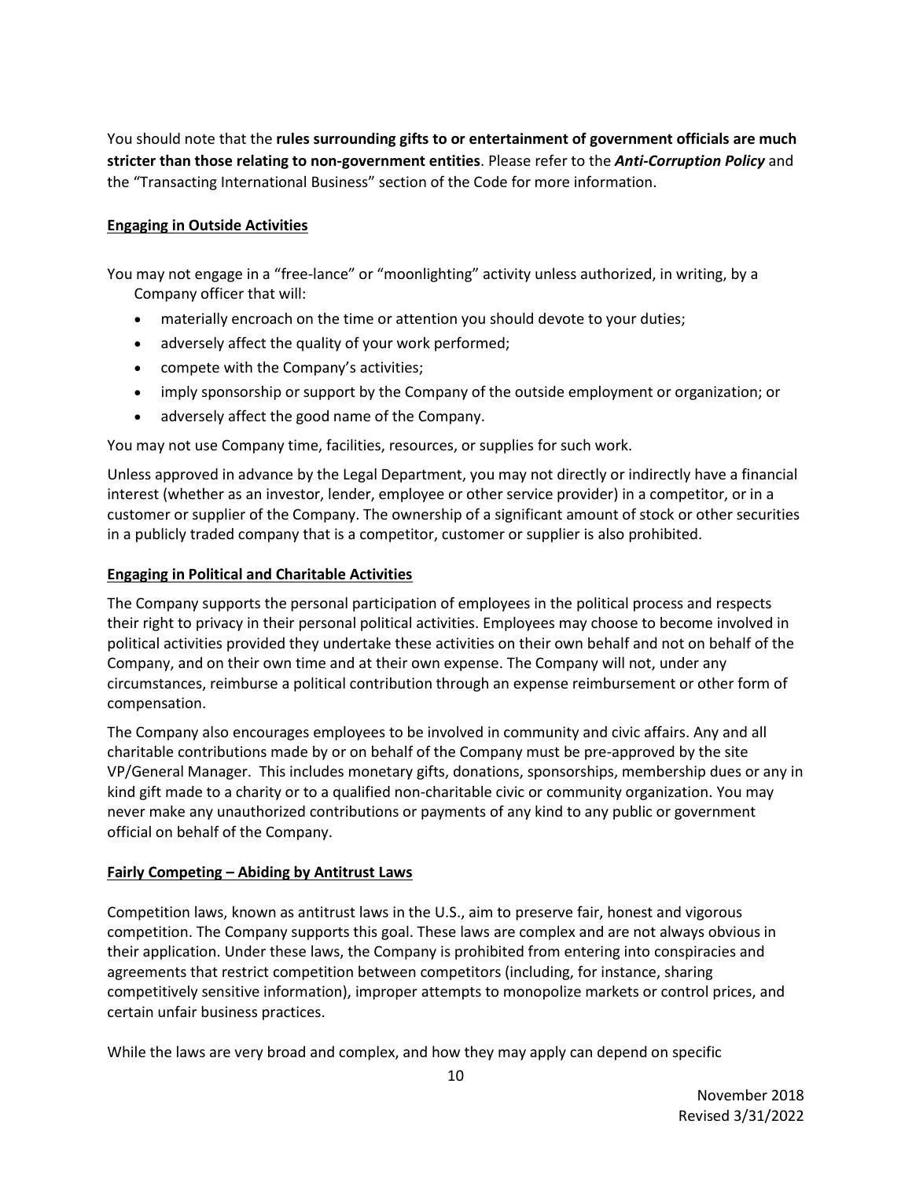You should note that the **rules surrounding gifts to or entertainment of government officials are much stricter than those relating to non-government entities**. Please refer to the ***Anti-Corruption Policy*** and the "Transacting International Business" section of the Code for more information.

## Engaging in Outside Activities

You may not engage in a "free-lance" or "moonlighting" activity unless authorized, in writing, by a Company officer that will:

- materially encroach on the time or attention you should devote to your duties;
- adversely affect the quality of your work performed;
- compete with the Company's activities;
- imply sponsorship or support by the Company of the outside employment or organization; or
- adversely affect the good name of the Company.

You may not use Company time, facilities, resources, or supplies for such work.

Unless approved in advance by the Legal Department, you may not directly or indirectly have a financial interest (whether as an investor, lender, employee or other service provider) in a competitor, or in a customer or supplier of the Company. The ownership of a significant amount of stock or other securities in a publicly traded company that is a competitor, customer or supplier is also prohibited.

## Engaging in Political and Charitable Activities

The Company supports the personal participation of employees in the political process and respects their right to privacy in their personal political activities. Employees may choose to become involved in political activities provided they undertake these activities on their own behalf and not on behalf of the Company, and on their own time and at their own expense. The Company will not, under any circumstances, reimburse a political contribution through an expense reimbursement or other form of compensation.

The Company also encourages employees to be involved in community and civic affairs. Any and all charitable contributions made by or on behalf of the Company must be pre-approved by the site VP/General Manager. This includes monetary gifts, donations, sponsorships, membership dues or any in kind gift made to a charity or to a qualified non-charitable civic or community organization. You may never make any unauthorized contributions or payments of any kind to any public or government official on behalf of the Company.

## Fairly Competing – Abiding by Antitrust Laws

Competition laws, known as antitrust laws in the U.S., aim to preserve fair, honest and vigorous competition. The Company supports this goal. These laws are complex and are not always obvious in their application. Under these laws, the Company is prohibited from entering into conspiracies and agreements that restrict competition between competitors (including, for instance, sharing competitively sensitive information), improper attempts to monopolize markets or control prices, and certain unfair business practices.

While the laws are very broad and complex, and how they may apply can depend on specific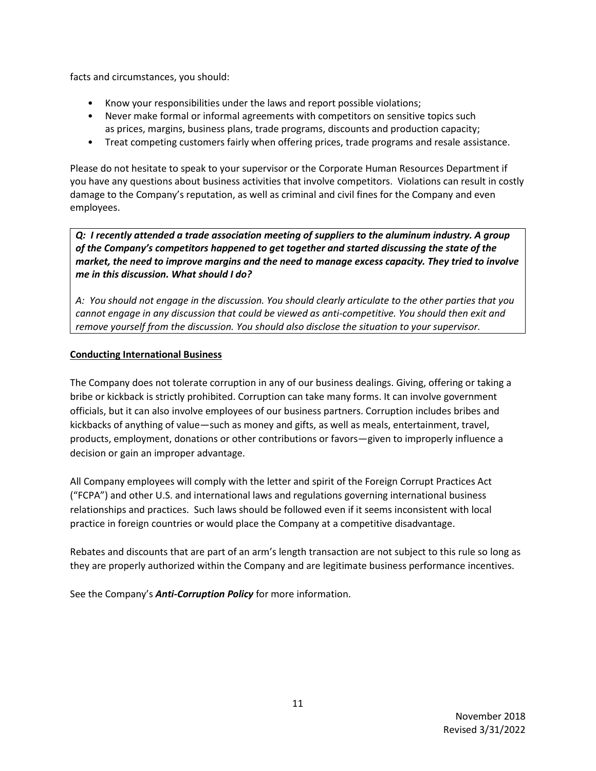facts and circumstances, you should:

- Know your responsibilities under the laws and report possible violations;
- Never make formal or informal agreements with competitors on sensitive topics such as prices, margins, business plans, trade programs, discounts and production capacity;
- Treat competing customers fairly when offering prices, trade programs and resale assistance.

Please do not hesitate to speak to your supervisor or the Corporate Human Resources Department if you have any questions about business activities that involve competitors. Violations can result in costly damage to the Company's reputation, as well as criminal and civil fines for the Company and even employees.

> ***Q: I recently attended a trade association meeting of suppliers to the aluminum industry. A group of the Company's competitors happened to get together and started discussing the state of the market, the need to improve margins and the need to manage excess capacity. They tried to involve me in this discussion. What should I do?***
>
> *A: You should not engage in the discussion. You should clearly articulate to the other parties that you cannot engage in any discussion that could be viewed as anti-competitive. You should then exit and remove yourself from the discussion. You should also disclose the situation to your supervisor.*

## Conducting International Business

The Company does not tolerate corruption in any of our business dealings. Giving, offering or taking a bribe or kickback is strictly prohibited. Corruption can take many forms. It can involve government officials, but it can also involve employees of our business partners. Corruption includes bribes and kickbacks of anything of value—such as money and gifts, as well as meals, entertainment, travel, products, employment, donations or other contributions or favors—given to improperly influence a decision or gain an improper advantage.

All Company employees will comply with the letter and spirit of the Foreign Corrupt Practices Act ("FCPA") and other U.S. and international laws and regulations governing international business relationships and practices. Such laws should be followed even if it seems inconsistent with local practice in foreign countries or would place the Company at a competitive disadvantage.

Rebates and discounts that are part of an arm's length transaction are not subject to this rule so long as they are properly authorized within the Company and are legitimate business performance incentives.

See the Company's ***Anti-Corruption Policy*** for more information.

November 2018
Revised 3/31/2022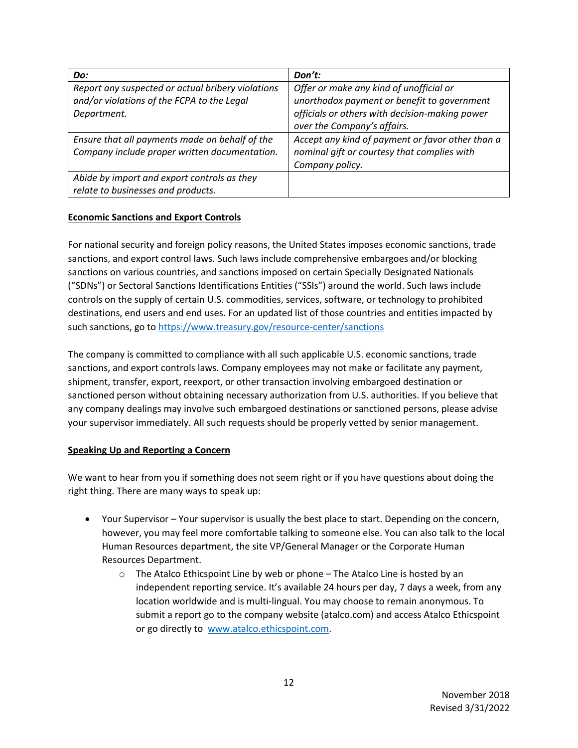| *Do:* | *Don't:* |
| --- | --- |
| *Report any suspected or actual bribery violations and/or violations of the FCPA to the Legal Department.* | *Offer or make any kind of unofficial or unorthodox payment or benefit to government officials or others with decision-making power over the Company's affairs.* |
| *Ensure that all payments made on behalf of the Company include proper written documentation.* | *Accept any kind of payment or favor other than a nominal gift or courtesy that complies with Company policy.* |
| *Abide by import and export controls as they relate to businesses and products.* | |

**Economic Sanctions and Export Controls**

For national security and foreign policy reasons, the United States imposes economic sanctions, trade sanctions, and export control laws. Such laws include comprehensive embargoes and/or blocking sanctions on various countries, and sanctions imposed on certain Specially Designated Nationals ("SDNs") or Sectoral Sanctions Identifications Entities ("SSIs") around the world. Such laws include controls on the supply of certain U.S. commodities, services, software, or technology to prohibited destinations, end users and end uses. For an updated list of those countries and entities impacted by such sanctions, go to https://www.treasury.gov/resource-center/sanctions

The company is committed to compliance with all such applicable U.S. economic sanctions, trade sanctions, and export controls laws. Company employees may not make or facilitate any payment, shipment, transfer, export, reexport, or other transaction involving embargoed destination or sanctioned person without obtaining necessary authorization from U.S. authorities. If you believe that any company dealings may involve such embargoed destinations or sanctioned persons, please advise your supervisor immediately. All such requests should be properly vetted by senior management.

**Speaking Up and Reporting a Concern**

We want to hear from you if something does not seem right or if you have questions about doing the right thing. There are many ways to speak up:

- Your Supervisor – Your supervisor is usually the best place to start. Depending on the concern, however, you may feel more comfortable talking to someone else. You can also talk to the local Human Resources department, the site VP/General Manager or the Corporate Human Resources Department.
  - The Atalco Ethicspoint Line by web or phone – The Atalco Line is hosted by an independent reporting service. It's available 24 hours per day, 7 days a week, from any location worldwide and is multi-lingual. You may choose to remain anonymous. To submit a report go to the company website (atalco.com) and access Atalco Ethicspoint or go directly to www.atalco.ethicspoint.com.

November 2018
Revised 3/31/2022